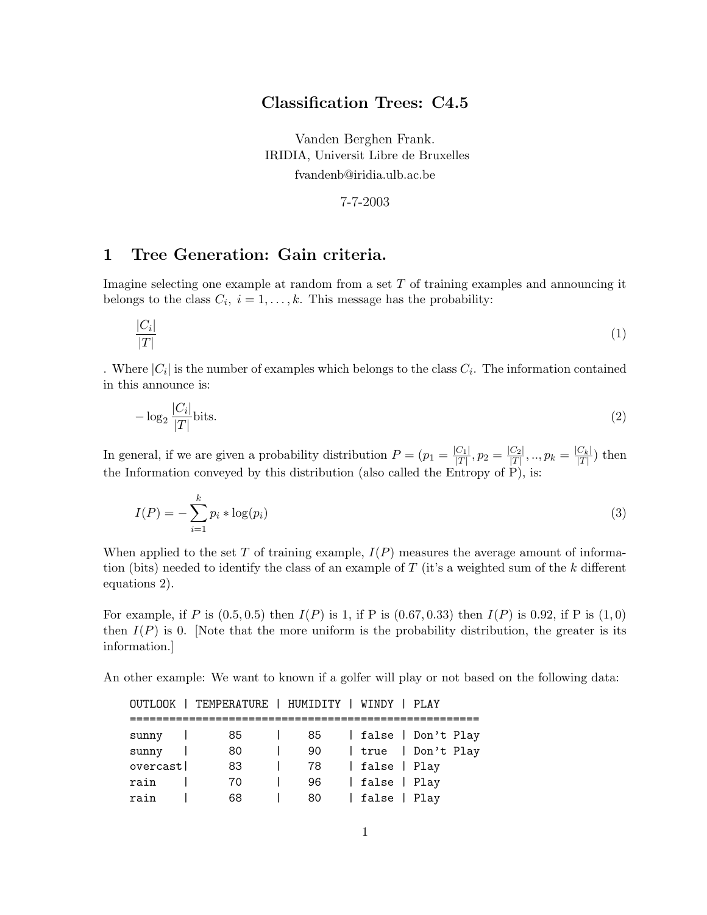# Classification Trees: C4.5

Vanden Berghen Frank.
IRIDIA, Universit Libre de Bruxelles
fvandenb@iridia.ulb.ac.be

7-7-2003

## 1 Tree Generation: Gain criteria.

Imagine selecting one example at random from a set $T$ of training examples and announcing it belongs to the class $C_i$, $i = 1, \dots, k$. This message has the probability:

$$\frac{|C_i|}{|T|} \tag{1}$$

. Where $|C_i|$ is the number of examples which belongs to the class $C_i$. The information contained in this announce is:

$$-\log_2 \frac{|C_i|}{|T|} \text{bits.} \tag{2}$$

In general, if we are given a probability distribution $P = (p_1 = \frac{|C_1|}{|T|}, p_2 = \frac{|C_2|}{|T|}, .., p_k = \frac{|C_k|}{|T|})$ then the Information conveyed by this distribution (also called the Entropy of P), is:

$$I(P) = -\sum_{i=1}^{k} p_i * \log(p_i) \tag{3}$$

When applied to the set $T$ of training example, $I(P)$ measures the average amount of information (bits) needed to identify the class of an example of $T$ (it's a weighted sum of the $k$ different equations 2).

For example, if $P$ is $(0.5, 0.5)$ then $I(P)$ is 1, if P is $(0.67, 0.33)$ then $I(P)$ is 0.92, if P is $(1, 0)$ then $I(P)$ is 0. [Note that the more uniform is the probability distribution, the greater is its information.]

An other example: We want to known if a golfer will play or not based on the following data:

```
OUTLOOK | TEMPERATURE | HUMIDITY | WINDY | PLAY
=====================================================
sunny   |      85     |    85    | false | Don't Play
sunny   |      80     |    90    | true  | Don't Play
overcast|      83     |    78    | false | Play
rain    |      70     |    96    | false | Play
rain    |      68     |    80    | false | Play
```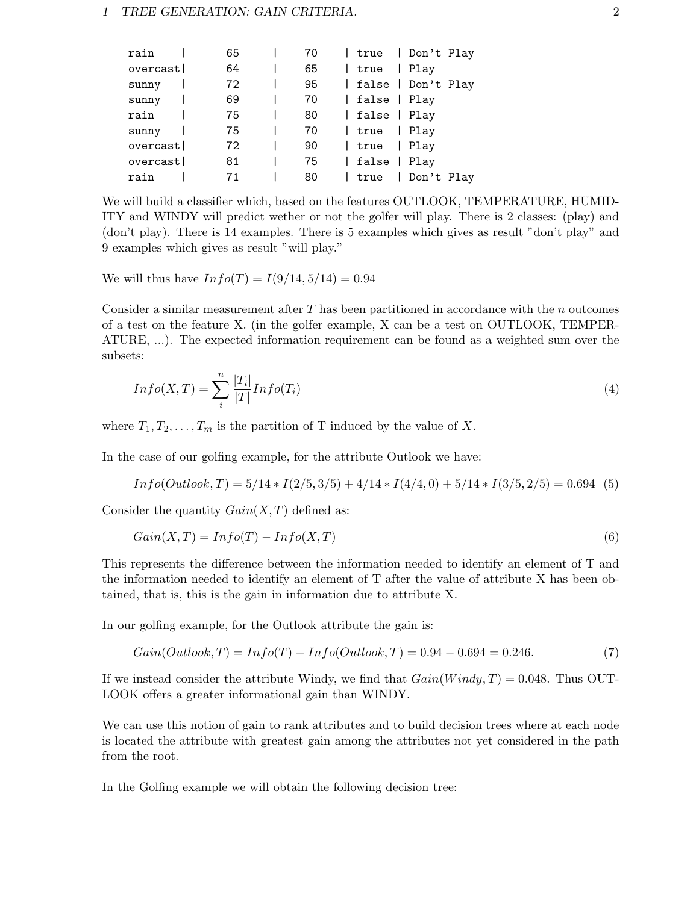```
rain     |      65      |      70      | true   | Don't Play
overcast|      64      |      65      | true   | Play
sunny    |      72      |      95      | false | Don't Play
sunny    |      69      |      70      | false | Play
rain     |      75      |      80      | false | Play
sunny    |      75      |      70      | true   | Play
overcast|      72      |      90      | true   | Play
overcast|      81      |      75      | false | Play
rain     |      71      |      80      | true   | Don't Play
```

We will build a classifier which, based on the features OUTLOOK, TEMPERATURE, HUMIDITY and WINDY will predict wether or not the golfer will play. There is 2 classes: (play) and (don't play). There is 14 examples. There is 5 examples which gives as result "don't play" and 9 examples which gives as result "will play."

We will thus have $Info(T) = I(9/14, 5/14) = 0.94$

Consider a similar measurement after $T$ has been partitioned in accordance with the $n$ outcomes of a test on the feature X. (in the golfer example, X can be a test on OUTLOOK, TEMPERATURE, ...). The expected information requirement can be found as a weighted sum over the subsets:

$$Info(X, T) = \sum_{i}^{n} \frac{|T_i|}{|T|} Info(T_i) \tag{4}$$

where $T_1, T_2, \ldots, T_m$ is the partition of T induced by the value of $X$.

In the case of our golfing example, for the attribute Outlook we have:

$$Info(Outlook, T) = 5/14 * I(2/5, 3/5) + 4/14 * I(4/4, 0) + 5/14 * I(3/5, 2/5) = 0.694 \tag{5}$$

Consider the quantity $Gain(X, T)$ defined as:

$$Gain(X, T) = Info(T) - Info(X, T) \tag{6}$$

This represents the difference between the information needed to identify an element of T and the information needed to identify an element of T after the value of attribute X has been obtained, that is, this is the gain in information due to attribute X.

In our golfing example, for the Outlook attribute the gain is:

$$Gain(Outlook, T) = Info(T) - Info(Outlook, T) = 0.94 - 0.694 = 0.246. \tag{7}$$

If we instead consider the attribute Windy, we find that $Gain(Windy, T) = 0.048$. Thus OUTLOOK offers a greater informational gain than WINDY.

We can use this notion of gain to rank attributes and to build decision trees where at each node is located the attribute with greatest gain among the attributes not yet considered in the path from the root.

In the Golfing example we will obtain the following decision tree: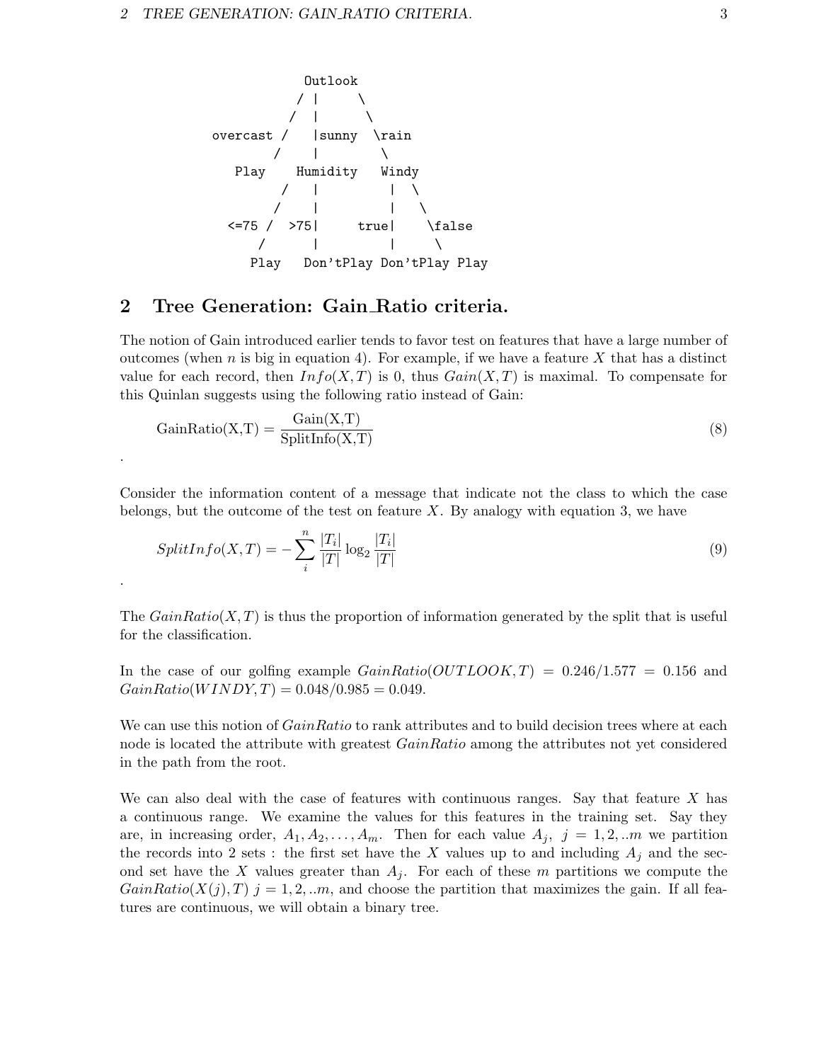```
                 Outlook
                / |     \
               /  |      \
     overcast /   |sunny  \rain
             /    |        \
         Play    Humidity   Windy
               /  |          | \
              /   |          |  \
        <=75 /  >75|     true|   \false
            /      |         |    \
         Play   Don'tPlay Don'tPlay Play
```

## 2 Tree Generation: Gain_Ratio criteria.

The notion of Gain introduced earlier tends to favor test on features that have a large number of outcomes (when $n$ is big in equation 4). For example, if we have a feature $X$ that has a distinct value for each record, then $Info(X, T)$ is 0, thus $Gain(X, T)$ is maximal. To compensate for this Quinlan suggests using the following ratio instead of Gain:

$$\text{GainRatio(X,T)} = \frac{\text{Gain(X,T)}}{\text{SplitInfo(X,T)}} \tag{8}$$

.

Consider the information content of a message that indicate not the class to which the case belongs, but the outcome of the test on feature $X$. By analogy with equation 3, we have

$$SplitInfo(X, T) = -\sum_{i}^{n} \frac{|T_i|}{|T|} \log_2 \frac{|T_i|}{|T|} \tag{9}$$

.

The $GainRatio(X, T)$ is thus the proportion of information generated by the split that is useful for the classification.

In the case of our golfing example $GainRatio(OUTLOOK, T) = 0.246/1.577 = 0.156$ and $GainRatio(WINDY, T) = 0.048/0.985 = 0.049$.

We can use this notion of *GainRatio* to rank attributes and to build decision trees where at each node is located the attribute with greatest *GainRatio* among the attributes not yet considered in the path from the root.

We can also deal with the case of features with continuous ranges. Say that feature $X$ has a continuous range. We examine the values for this features in the training set. Say they are, in increasing order, $A_1, A_2, \ldots, A_m$. Then for each value $A_j$, $j = 1, 2, ..m$ we partition the records into 2 sets : the first set have the $X$ values up to and including $A_j$ and the second set have the $X$ values greater than $A_j$. For each of these $m$ partitions we compute the $GainRatio(X(j), T)$ $j = 1, 2, ..m$, and choose the partition that maximizes the gain. If all features are continuous, we will obtain a binary tree.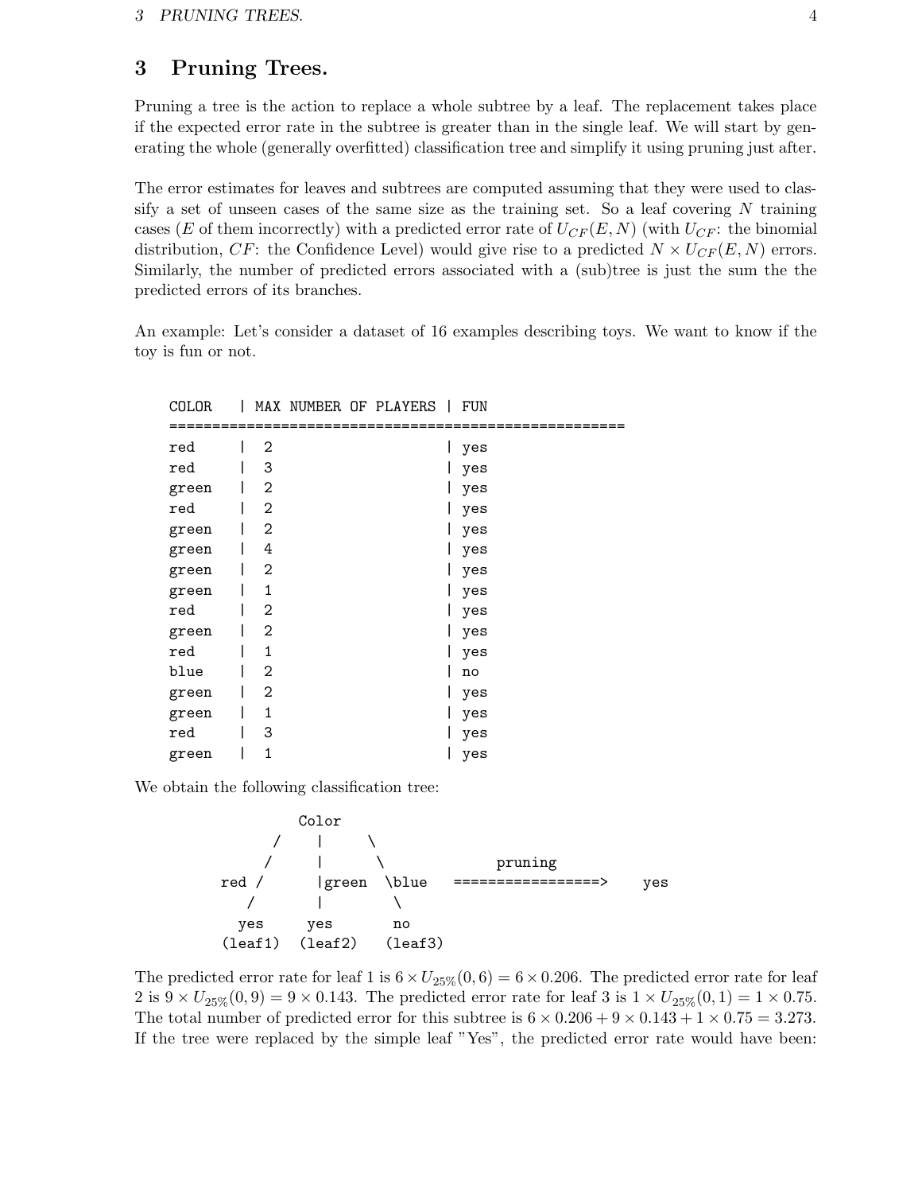# 3 Pruning Trees.

Pruning a tree is the action to replace a whole subtree by a leaf. The replacement takes place if the expected error rate in the subtree is greater than in the single leaf. We will start by generating the whole (generally overfitted) classification tree and simplify it using pruning just after.

The error estimates for leaves and subtrees are computed assuming that they were used to classify a set of unseen cases of the same size as the training set. So a leaf covering $N$ training cases ($E$ of them incorrectly) with a predicted error rate of $U_{CF}(E, N)$ (with $U_{CF}$: the binomial distribution, $CF$: the Confidence Level) would give rise to a predicted $N \times U_{CF}(E, N)$ errors. Similarly, the number of predicted errors associated with a (sub)tree is just the sum the the predicted errors of its branches.

An example: Let's consider a dataset of 16 examples describing toys. We want to know if the toy is fun or not.

```
COLOR    | MAX NUMBER OF PLAYERS | FUN
=====================================================
red      |  2                    | yes
red      |  3                    | yes
green    |  2                    | yes
red      |  2                    | yes
green    |  2                    | yes
green    |  4                    | yes
green    |  2                    | yes
green    |  1                    | yes
red      |  2                    | yes
green    |  2                    | yes
red      |  1                    | yes
blue     |  2                    | no
green    |  2                    | yes
green    |  1                    | yes
red      |  3                    | yes
green    |  1                    | yes
```

We obtain the following classification tree:

```
               Color
            /    |     \
           /     |      \                pruning
     red /       |green  \blue    =================>     yes
        /        |        \
      yes       yes        no
    (leaf1)   (leaf2)    (leaf3)
```

The predicted error rate for leaf 1 is $6 \times U_{25\%}(0, 6) = 6 \times 0.206$. The predicted error rate for leaf 2 is $9 \times U_{25\%}(0, 9) = 9 \times 0.143$. The predicted error rate for leaf 3 is $1 \times U_{25\%}(0, 1) = 1 \times 0.75$. The total number of predicted error for this subtree is $6 \times 0.206 + 9 \times 0.143 + 1 \times 0.75 = 3.273$. If the tree were replaced by the simple leaf "Yes", the predicted error rate would have been: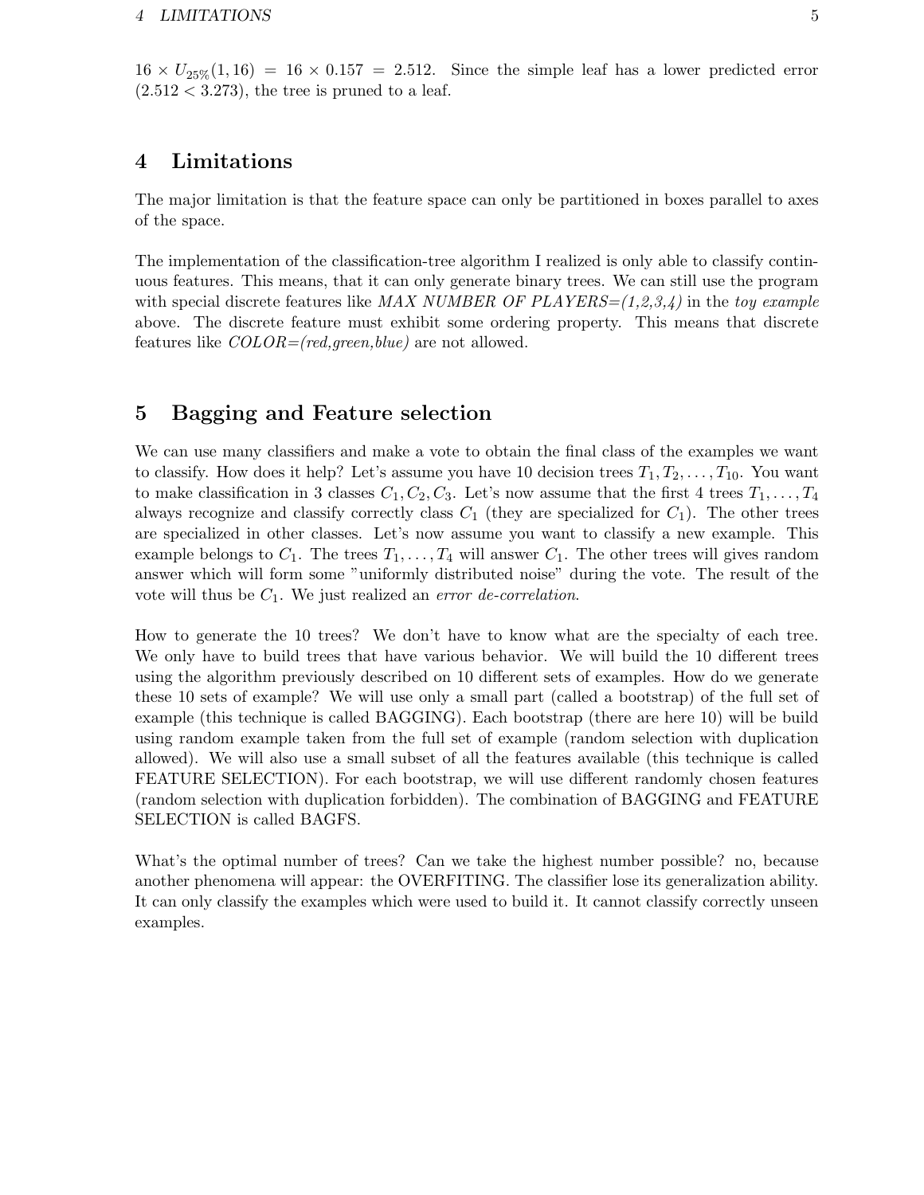$16 \times U_{25\%}(1, 16) = 16 \times 0.157 = 2.512$. Since the simple leaf has a lower predicted error ($2.512 < 3.273$), the tree is pruned to a leaf.

# 4 Limitations

The major limitation is that the feature space can only be partitioned in boxes parallel to axes of the space.

The implementation of the classification-tree algorithm I realized is only able to classify continuous features. This means, that it can only generate binary trees. We can still use the program with special discrete features like *MAX NUMBER OF PLAYERS=(1,2,3,4)* in the *toy example* above. The discrete feature must exhibit some ordering property. This means that discrete features like *COLOR=(red,green,blue)* are not allowed.

# 5 Bagging and Feature selection

We can use many classifiers and make a vote to obtain the final class of the examples we want to classify. How does it help? Let's assume you have 10 decision trees $T_1, T_2, \ldots, T_{10}$. You want to make classification in 3 classes $C_1, C_2, C_3$. Let's now assume that the first 4 trees $T_1, \ldots, T_4$ always recognize and classify correctly class $C_1$ (they are specialized for $C_1$). The other trees are specialized in other classes. Let's now assume you want to classify a new example. This example belongs to $C_1$. The trees $T_1, \ldots, T_4$ will answer $C_1$. The other trees will gives random answer which will form some "uniformly distributed noise" during the vote. The result of the vote will thus be $C_1$. We just realized an *error de-correlation*.

How to generate the 10 trees? We don't have to know what are the specialty of each tree. We only have to build trees that have various behavior. We will build the 10 different trees using the algorithm previously described on 10 different sets of examples. How do we generate these 10 sets of example? We will use only a small part (called a bootstrap) of the full set of example (this technique is called BAGGING). Each bootstrap (there are here 10) will be build using random example taken from the full set of example (random selection with duplication allowed). We will also use a small subset of all the features available (this technique is called FEATURE SELECTION). For each bootstrap, we will use different randomly chosen features (random selection with duplication forbidden). The combination of BAGGING and FEATURE SELECTION is called BAGFS.

What's the optimal number of trees? Can we take the highest number possible? no, because another phenomena will appear: the OVERFITING. The classifier lose its generalization ability. It can only classify the examples which were used to build it. It cannot classify correctly unseen examples.